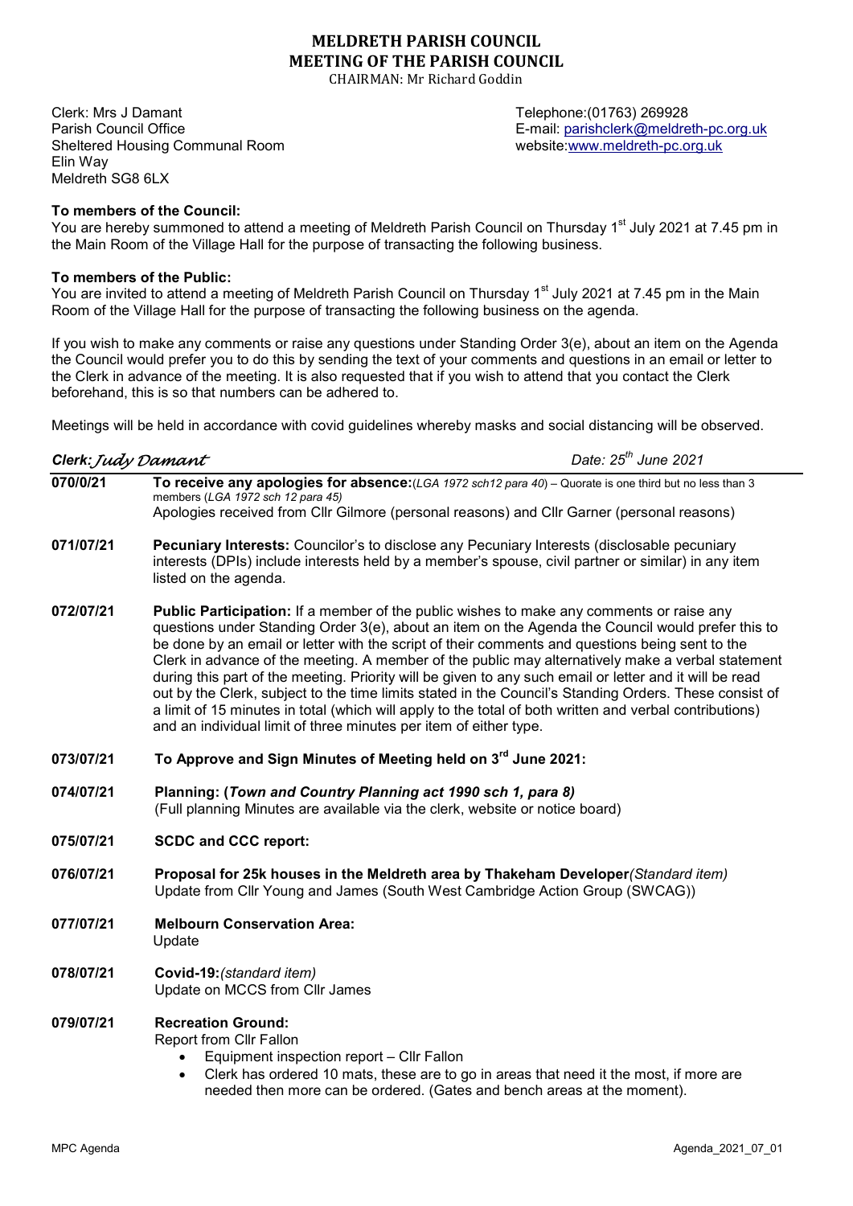# MELDRETH PARISH COUNCIL
## MEETING OF THE PARISH COUNCIL

CHAIRMAN: Mr Richard Goddin

Clerk: Mrs J Damant
Parish Council Office
Sheltered Housing Communal Room
Elin Way
Meldreth SG8 6LX

Telephone:(01763) 269928
E-mail: parishclerk@meldreth-pc.org.uk
website:www.meldreth-pc.org.uk

**To members of the Council:**
You are hereby summoned to attend a meeting of Meldreth Parish Council on Thursday 1st July 2021 at 7.45 pm in the Main Room of the Village Hall for the purpose of transacting the following business.

**To members of the Public:**
You are invited to attend a meeting of Meldreth Parish Council on Thursday 1st July 2021 at 7.45 pm in the Main Room of the Village Hall for the purpose of transacting the following business on the agenda.

If you wish to make any comments or raise any questions under Standing Order 3(e), about an item on the Agenda the Council would prefer you to do this by sending the text of your comments and questions in an email or letter to the Clerk in advance of the meeting. It is also requested that if you wish to attend that you contact the Clerk beforehand, this is so that numbers can be adhered to.

Meetings will be held in accordance with covid guidelines whereby masks and social distancing will be observed.

***Clerk:*** *Judy Damant* *Date: 25th June 2021*

**070/0/21** **To receive any apologies for absence:**(*LGA 1972 sch12 para 40*) – Quorate is one third but no less than 3 members (*LGA 1972 sch 12 para 45*)
Apologies received from Cllr Gilmore (personal reasons) and Cllr Garner (personal reasons)

**071/07/21** **Pecuniary Interests:** Councilor's to disclose any Pecuniary Interests (disclosable pecuniary interests (DPIs) include interests held by a member's spouse, civil partner or similar) in any item listed on the agenda.

**072/07/21** **Public Participation:** If a member of the public wishes to make any comments or raise any questions under Standing Order 3(e), about an item on the Agenda the Council would prefer this to be done by an email or letter with the script of their comments and questions being sent to the Clerk in advance of the meeting. A member of the public may alternatively make a verbal statement during this part of the meeting. Priority will be given to any such email or letter and it will be read out by the Clerk, subject to the time limits stated in the Council's Standing Orders. These consist of a limit of 15 minutes in total (which will apply to the total of both written and verbal contributions) and an individual limit of three minutes per item of either type.

**073/07/21** **To Approve and Sign Minutes of Meeting held on 3rd June 2021:**

**074/07/21** **Planning: (*Town and Country Planning act 1990 sch 1, para 8)***
(Full planning Minutes are available via the clerk, website or notice board)

**075/07/21** **SCDC and CCC report:**

**076/07/21** **Proposal for 25k houses in the Meldreth area by Thakeham Developer***(Standard item)*
Update from Cllr Young and James (South West Cambridge Action Group (SWCAG))

**077/07/21** **Melbourn Conservation Area:**
Update

**078/07/21** **Covid-19:***(standard item)*
Update on MCCS from Cllr James

**079/07/21** **Recreation Ground:**
Report from Cllr Fallon

- Equipment inspection report – Cllr Fallon
- Clerk has ordered 10 mats, these are to go in areas that need it the most, if more are needed then more can be ordered. (Gates and bench areas at the moment).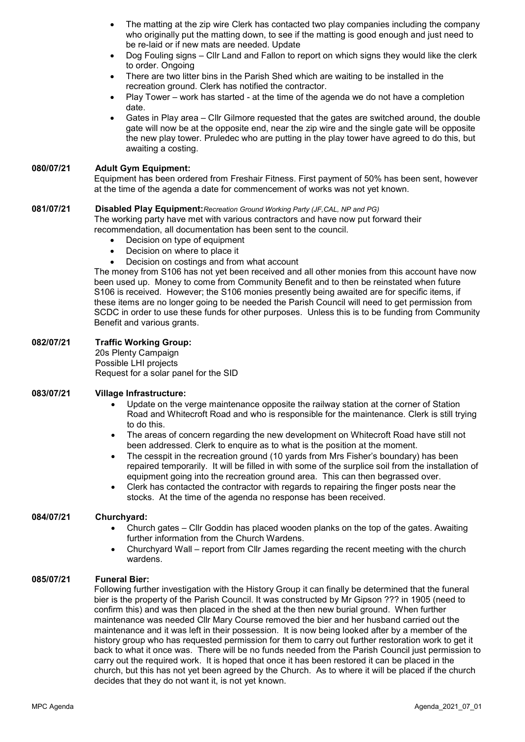- The matting at the zip wire Clerk has contacted two play companies including the company who originally put the matting down, to see if the matting is good enough and just need to be re-laid or if new mats are needed. Update
- Dog Fouling signs – Cllr Land and Fallon to report on which signs they would like the clerk to order. Ongoing
- There are two litter bins in the Parish Shed which are waiting to be installed in the recreation ground. Clerk has notified the contractor.
- Play Tower – work has started - at the time of the agenda we do not have a completion date.
- Gates in Play area – Cllr Gilmore requested that the gates are switched around, the double gate will now be at the opposite end, near the zip wire and the single gate will be opposite the new play tower. Pruledec who are putting in the play tower have agreed to do this, but awaiting a costing.

**080/07/21 Adult Gym Equipment:**

Equipment has been ordered from Freshair Fitness. First payment of 50% has been sent, however at the time of the agenda a date for commencement of works was not yet known.

**081/07/21 Disabled Play Equipment:** *Recreation Ground Working Party (JF,CAL, NP and PG)*

The working party have met with various contractors and have now put forward their recommendation, all documentation has been sent to the council.

- Decision on type of equipment
- Decision on where to place it
- Decision on costings and from what account

The money from S106 has not yet been received and all other monies from this account have now been used up. Money to come from Community Benefit and to then be reinstated when future S106 is received. However; the S106 monies presently being awaited are for specific items, if these items are no longer going to be needed the Parish Council will need to get permission from SCDC in order to use these funds for other purposes. Unless this is to be funding from Community Benefit and various grants.

**082/07/21 Traffic Working Group:**

20s Plenty Campaign
Possible LHI projects
Request for a solar panel for the SID

**083/07/21 Village Infrastructure:**

- Update on the verge maintenance opposite the railway station at the corner of Station Road and Whitecroft Road and who is responsible for the maintenance. Clerk is still trying to do this.
- The areas of concern regarding the new development on Whitecroft Road have still not been addressed. Clerk to enquire as to what is the position at the moment.
- The cesspit in the recreation ground (10 yards from Mrs Fisher's boundary) has been repaired temporarily. It will be filled in with some of the surplice soil from the installation of equipment going into the recreation ground area. This can then begrassed over.
- Clerk has contacted the contractor with regards to repairing the finger posts near the stocks. At the time of the agenda no response has been received.

**084/07/21 Churchyard:**

- Church gates – Cllr Goddin has placed wooden planks on the top of the gates. Awaiting further information from the Church Wardens.
- Churchyard Wall – report from Cllr James regarding the recent meeting with the church wardens.

**085/07/21 Funeral Bier:**

Following further investigation with the History Group it can finally be determined that the funeral bier is the property of the Parish Council. It was constructed by Mr Gipson ??? in 1905 (need to confirm this) and was then placed in the shed at the then new burial ground. When further maintenance was needed Cllr Mary Course removed the bier and her husband carried out the maintenance and it was left in their possession. It is now being looked after by a member of the history group who has requested permission for them to carry out further restoration work to get it back to what it once was. There will be no funds needed from the Parish Council just permission to carry out the required work. It is hoped that once it has been restored it can be placed in the church, but this has not yet been agreed by the Church. As to where it will be placed if the church decides that they do not want it, is not yet known.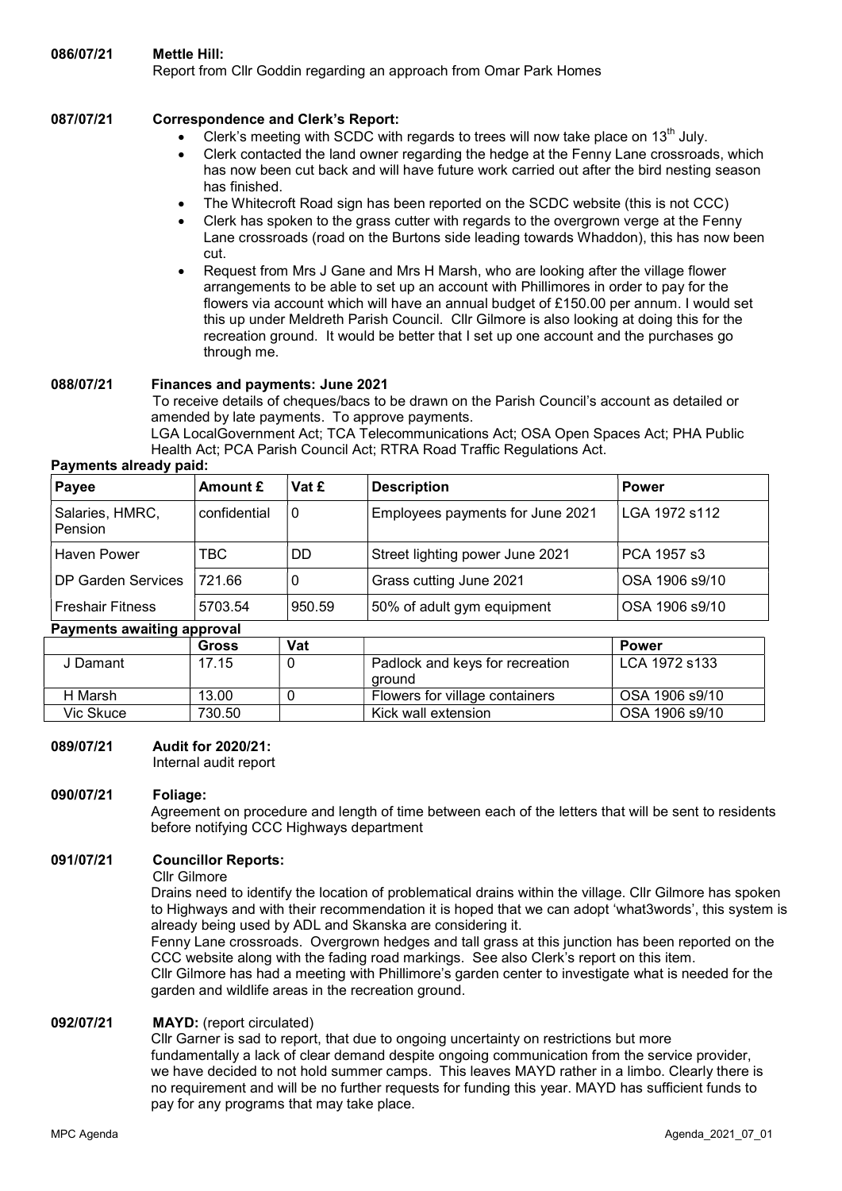**086/07/21 Mettle Hill:**

Report from Cllr Goddin regarding an approach from Omar Park Homes

**087/07/21 Correspondence and Clerk's Report:**

- Clerk's meeting with SCDC with regards to trees will now take place on 13th July.
- Clerk contacted the land owner regarding the hedge at the Fenny Lane crossroads, which has now been cut back and will have future work carried out after the bird nesting season has finished.
- The Whitecroft Road sign has been reported on the SCDC website (this is not CCC)
- Clerk has spoken to the grass cutter with regards to the overgrown verge at the Fenny Lane crossroads (road on the Burtons side leading towards Whaddon), this has now been cut.
- Request from Mrs J Gane and Mrs H Marsh, who are looking after the village flower arrangements to be able to set up an account with Phillimores in order to pay for the flowers via account which will have an annual budget of £150.00 per annum. I would set this up under Meldreth Parish Council. Cllr Gilmore is also looking at doing this for the recreation ground. It would be better that I set up one account and the purchases go through me.

**088/07/21 Finances and payments: June 2021**

To receive details of cheques/bacs to be drawn on the Parish Council's account as detailed or amended by late payments. To approve payments.

LGA LocalGovernment Act; TCA Telecommunications Act; OSA Open Spaces Act; PHA Public Health Act; PCA Parish Council Act; RTRA Road Traffic Regulations Act.

**Payments already paid:**

| Payee | Amount £ | Vat £ | Description | Power |
|---|---|---|---|---|
| Salaries, HMRC, Pension | confidential | 0 | Employees payments for June 2021 | LGA 1972 s112 |
| Haven Power | TBC | DD | Street lighting power June 2021 | PCA 1957 s3 |
| DP Garden Services | 721.66 | 0 | Grass cutting June 2021 | OSA 1906 s9/10 |
| Freshair Fitness | 5703.54 | 950.59 | 50% of adult gym equipment | OSA 1906 s9/10 |

**Payments awaiting approval**

| | Gross | Vat | | Power |
|---|---|---|---|---|
| J Damant | 17.15 | 0 | Padlock and keys for recreation ground | LCA 1972 s133 |
| H Marsh | 13.00 | 0 | Flowers for village containers | OSA 1906 s9/10 |
| Vic Skuce | 730.50 | | Kick wall extension | OSA 1906 s9/10 |

**089/07/21 Audit for 2020/21:**

Internal audit report

**090/07/21 Foliage:**

Agreement on procedure and length of time between each of the letters that will be sent to residents before notifying CCC Highways department

**091/07/21 Councillor Reports:**

Cllr Gilmore

Drains need to identify the location of problematical drains within the village. Cllr Gilmore has spoken to Highways and with their recommendation it is hoped that we can adopt 'what3words', this system is already being used by ADL and Skanska are considering it.

Fenny Lane crossroads. Overgrown hedges and tall grass at this junction has been reported on the CCC website along with the fading road markings. See also Clerk's report on this item.

Cllr Gilmore has had a meeting with Phillimore's garden center to investigate what is needed for the garden and wildlife areas in the recreation ground.

**092/07/21 MAYD:** (report circulated)

Cllr Garner is sad to report, that due to ongoing uncertainty on restrictions but more fundamentally a lack of clear demand despite ongoing communication from the service provider, we have decided to not hold summer camps. This leaves MAYD rather in a limbo. Clearly there is no requirement and will be no further requests for funding this year. MAYD has sufficient funds to pay for any programs that may take place.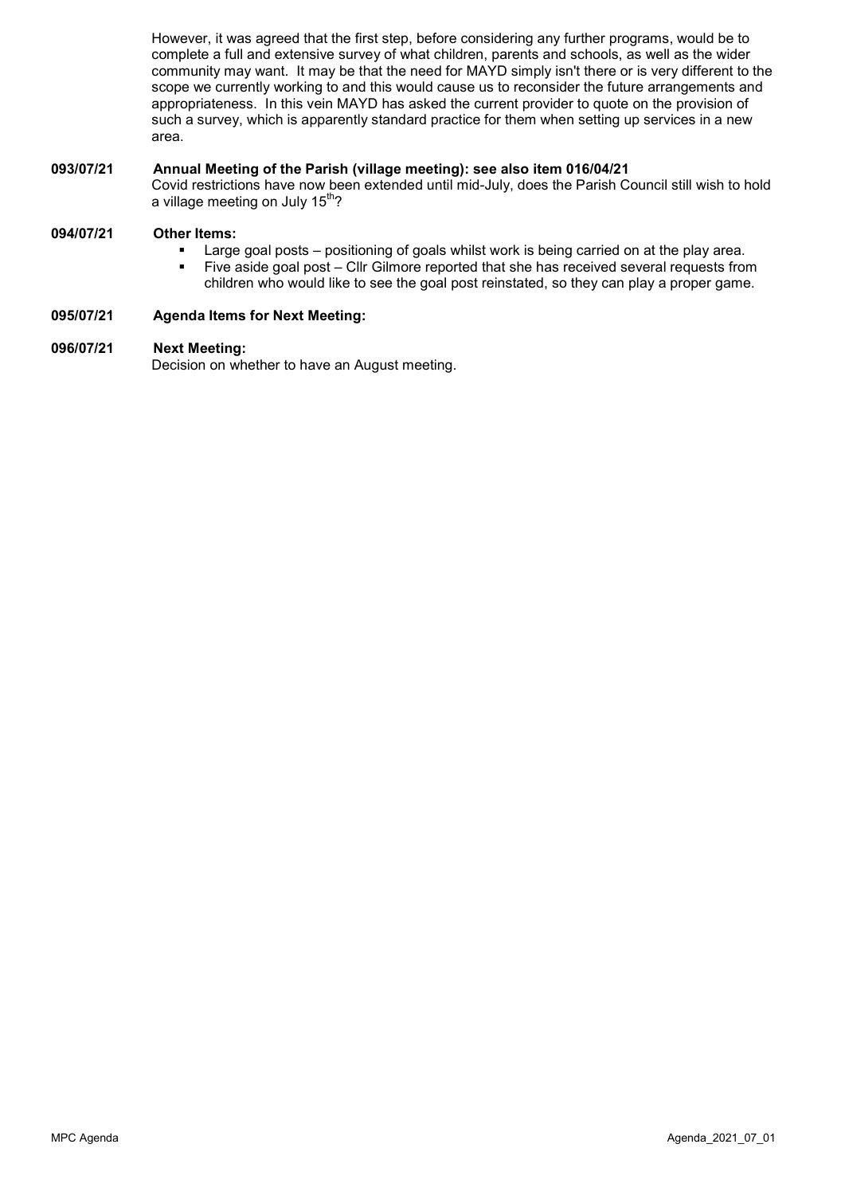However, it was agreed that the first step, before considering any further programs, would be to complete a full and extensive survey of what children, parents and schools, as well as the wider community may want. It may be that the need for MAYD simply isn't there or is very different to the scope we currently working to and this would cause us to reconsider the future arrangements and appropriateness. In this vein MAYD has asked the current provider to quote on the provision of such a survey, which is apparently standard practice for them when setting up services in a new area.

**093/07/21 Annual Meeting of the Parish (village meeting): see also item 016/04/21**

Covid restrictions have now been extended until mid-July, does the Parish Council still wish to hold a village meeting on July 15th?

**094/07/21 Other Items:**

- Large goal posts – positioning of goals whilst work is being carried on at the play area.
- Five aside goal post – Cllr Gilmore reported that she has received several requests from children who would like to see the goal post reinstated, so they can play a proper game.

**095/07/21 Agenda Items for Next Meeting:**

**096/07/21 Next Meeting:**

Decision on whether to have an August meeting.